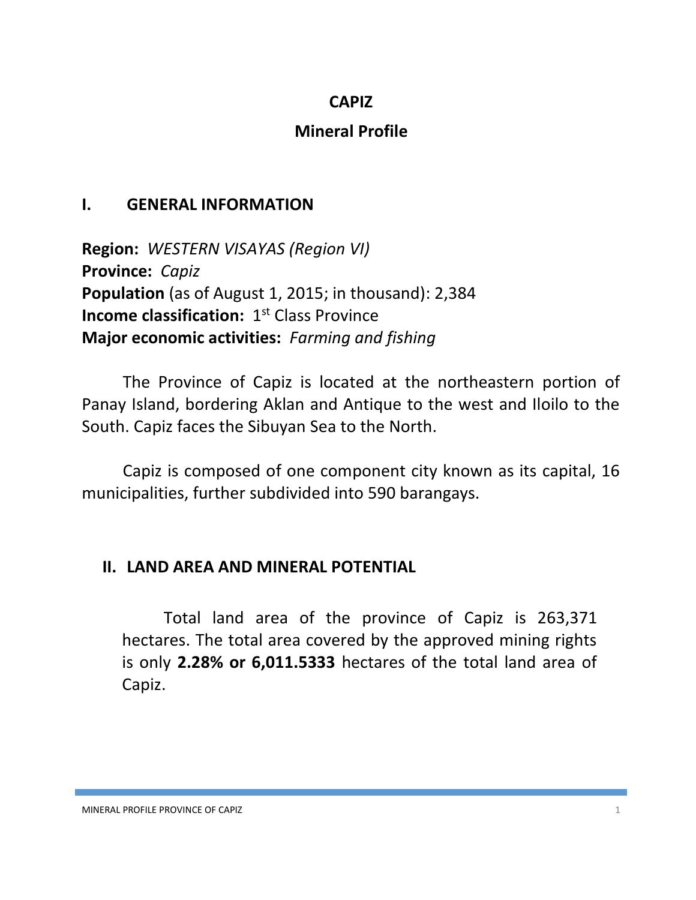# CAPIZ

## Mineral Profile

## I. GENERAL INFORMATION

**Region:** *WESTERN VISAYAS (Region VI)*
**Province:** *Capiz*
**Population** (as of August 1, 2015; in thousand): 2,384
**Income classification:** 1st Class Province
**Major economic activities:** *Farming and fishing*

The Province of Capiz is located at the northeastern portion of Panay Island, bordering Aklan and Antique to the west and Iloilo to the South. Capiz faces the Sibuyan Sea to the North.

Capiz is composed of one component city known as its capital, 16 municipalities, further subdivided into 590 barangays.

## II. LAND AREA AND MINERAL POTENTIAL

Total land area of the province of Capiz is 263,371 hectares. The total area covered by the approved mining rights is only **2.28% or 6,011.5333** hectares of the total land area of Capiz.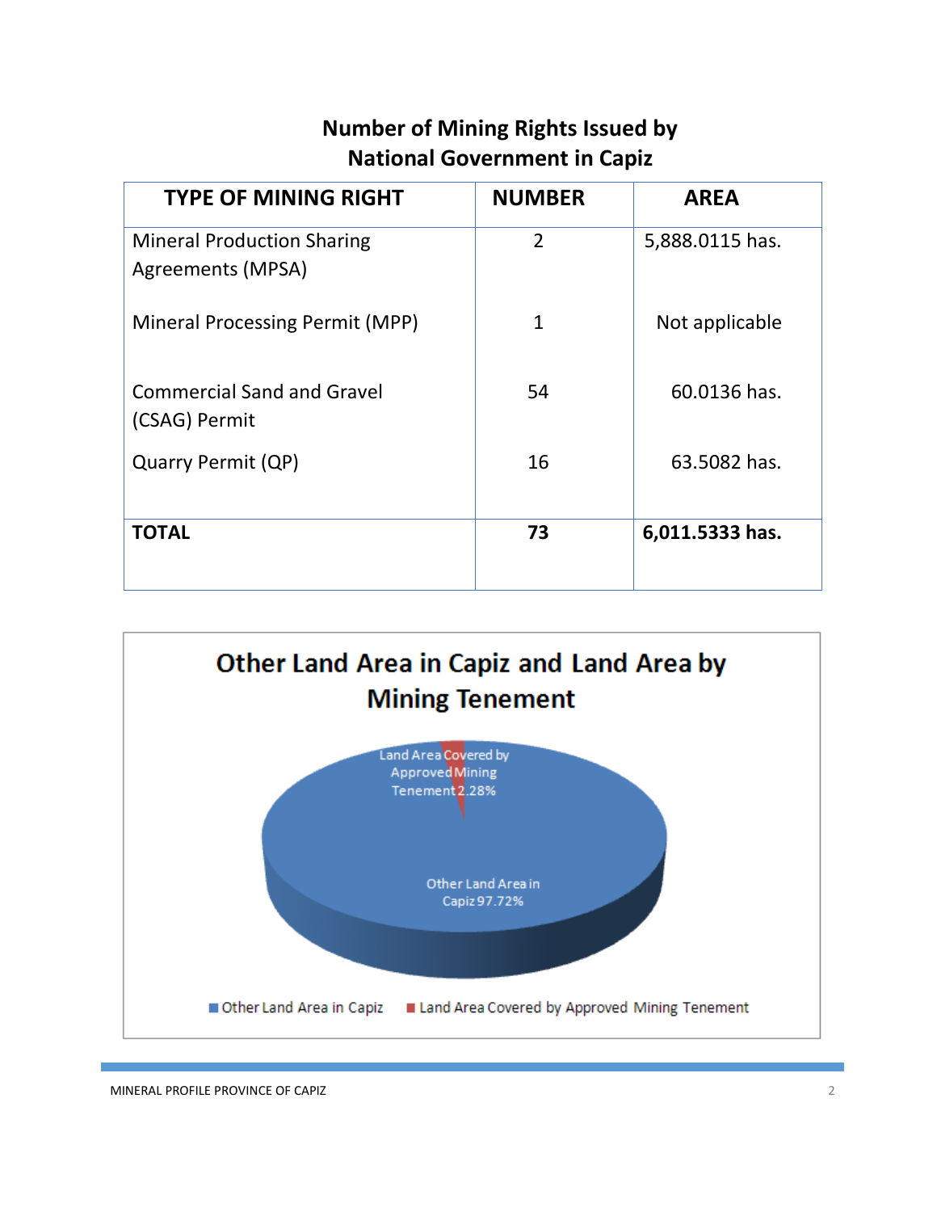## Number of Mining Rights Issued by National Government in Capiz

| TYPE OF MINING RIGHT | NUMBER | AREA |
|---|---|---|
| Mineral Production Sharing Agreements (MPSA) | 2 | 5,888.0115 has. |
| Mineral Processing Permit (MPP) | 1 | Not applicable |
| Commercial Sand and Gravel (CSAG) Permit | 54 | 60.0136 has. |
| Quarry Permit (QP) | 16 | 63.5082 has. |
| **TOTAL** | **73** | **6,011.5333 has.** |

**Other Land Area in Capiz and Land Area by Mining Tenement**

Land Area Covered by Approved Mining Tenement 2.28%

Other Land Area in Capiz 97.72%

Other Land Area in Capiz
Land Area Covered by Approved Mining Tenement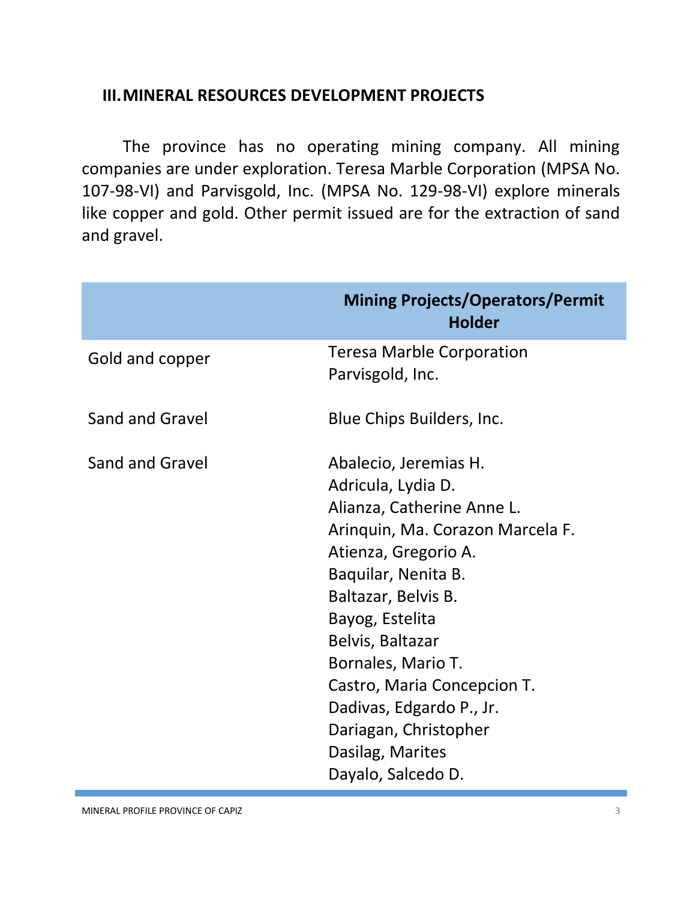## III. MINERAL RESOURCES DEVELOPMENT PROJECTS

The province has no operating mining company. All mining companies are under exploration. Teresa Marble Corporation (MPSA No. 107-98-VI) and Parvisgold, Inc. (MPSA No. 129-98-VI) explore minerals like copper and gold. Other permit issued are for the extraction of sand and gravel.

| | Mining Projects/Operators/Permit Holder |
|---|---|
| Gold and copper | Teresa Marble Corporation<br>Parvisgold, Inc. |
| Sand and Gravel | Blue Chips Builders, Inc. |
| Sand and Gravel | Abalecio, Jeremias H.<br>Adricula, Lydia D.<br>Alianza, Catherine Anne L.<br>Arinquin, Ma. Corazon Marcela F.<br>Atienza, Gregorio A.<br>Baquilar, Nenita B.<br>Baltazar, Belvis B.<br>Bayog, Estelita<br>Belvis, Baltazar<br>Bornales, Mario T.<br>Castro, Maria Concepcion T.<br>Dadivas, Edgardo P., Jr.<br>Dariagan, Christopher<br>Dasilag, Marites<br>Dayalo, Salcedo D. |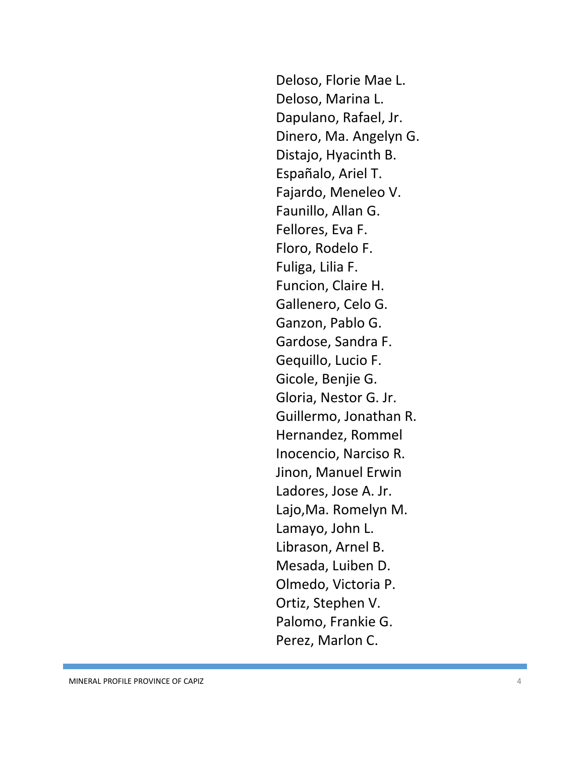Deloso, Florie Mae L.
Deloso, Marina L.
Dapulano, Rafael, Jr.
Dinero, Ma. Angelyn G.
Distajo, Hyacinth B.
Españalo, Ariel T.
Fajardo, Meneleo V.
Faunillo, Allan G.
Fellores, Eva F.
Floro, Rodelo F.
Fuliga, Lilia F.
Funcion, Claire H.
Gallenero, Celo G.
Ganzon, Pablo G.
Gardose, Sandra F.
Gequillo, Lucio F.
Gicole, Benjie G.
Gloria, Nestor G. Jr.
Guillermo, Jonathan R.
Hernandez, Rommel
Inocencio, Narciso R.
Jinon, Manuel Erwin
Ladores, Jose A. Jr.
Lajo,Ma. Romelyn M.
Lamayo, John L.
Librason, Arnel B.
Mesada, Luiben D.
Olmedo, Victoria P.
Ortiz, Stephen V.
Palomo, Frankie G.
Perez, Marlon C.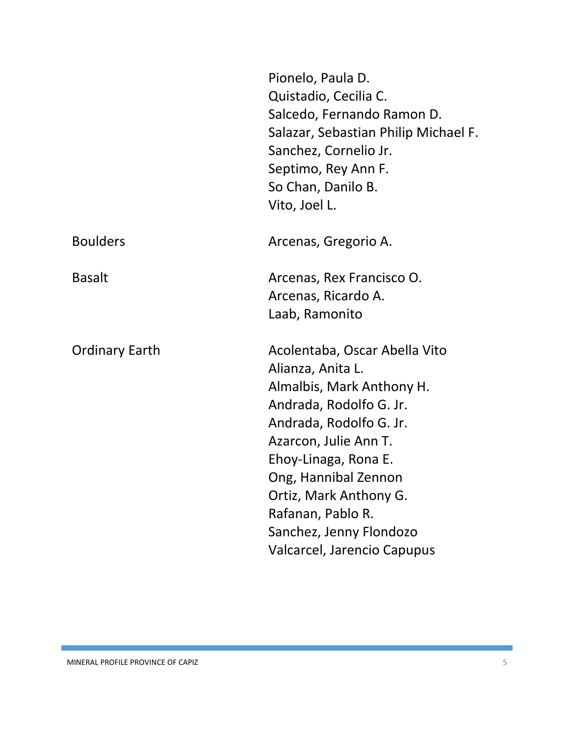| | |
|---|---|
| | Pionelo, Paula D.<br>Quistadio, Cecilia C.<br>Salcedo, Fernando Ramon D.<br>Salazar, Sebastian Philip Michael F.<br>Sanchez, Cornelio Jr.<br>Septimo, Rey Ann F.<br>So Chan, Danilo B.<br>Vito, Joel L. |
| Boulders | Arcenas, Gregorio A. |
| Basalt | Arcenas, Rex Francisco O.<br>Arcenas, Ricardo A.<br>Laab, Ramonito |
| Ordinary Earth | Acolentaba, Oscar Abella Vito<br>Alianza, Anita L.<br>Almalbis, Mark Anthony H.<br>Andrada, Rodolfo G. Jr.<br>Andrada, Rodolfo G. Jr.<br>Azarcon, Julie Ann T.<br>Ehoy-Linaga, Rona E.<br>Ong, Hannibal Zennon<br>Ortiz, Mark Anthony G.<br>Rafanan, Pablo R.<br>Sanchez, Jenny Flondozo<br>Valcarcel, Jarencio Capupus |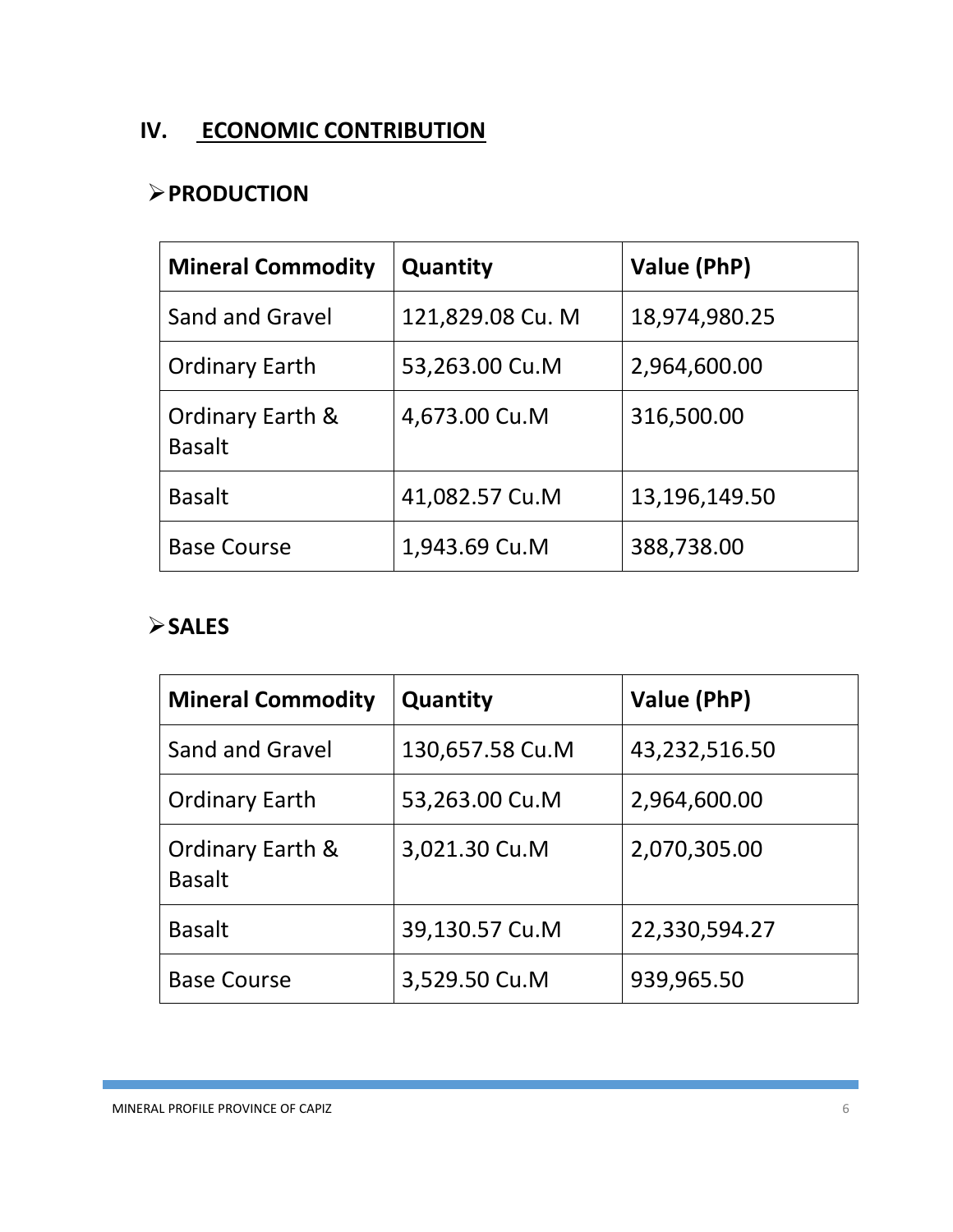## IV. ECONOMIC CONTRIBUTION

### PRODUCTION

| Mineral Commodity | Quantity | Value (PhP) |
|---|---|---|
| Sand and Gravel | 121,829.08 Cu. M | 18,974,980.25 |
| Ordinary Earth | 53,263.00 Cu.M | 2,964,600.00 |
| Ordinary Earth & Basalt | 4,673.00 Cu.M | 316,500.00 |
| Basalt | 41,082.57 Cu.M | 13,196,149.50 |
| Base Course | 1,943.69 Cu.M | 388,738.00 |

### SALES

| Mineral Commodity | Quantity | Value (PhP) |
|---|---|---|
| Sand and Gravel | 130,657.58 Cu.M | 43,232,516.50 |
| Ordinary Earth | 53,263.00 Cu.M | 2,964,600.00 |
| Ordinary Earth & Basalt | 3,021.30 Cu.M | 2,070,305.00 |
| Basalt | 39,130.57 Cu.M | 22,330,594.27 |
| Base Course | 3,529.50 Cu.M | 939,965.50 |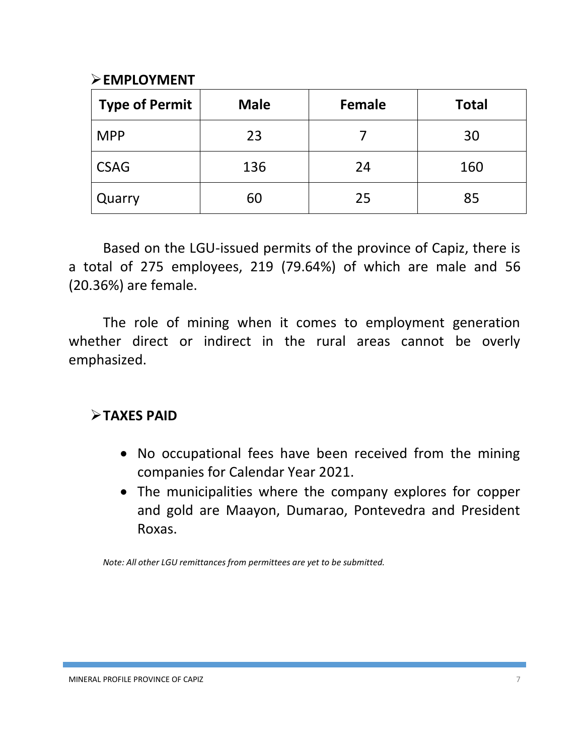## ➢EMPLOYMENT

| Type of Permit | Male | Female | Total |
|---|---|---|---|
| MPP | 23 | 7 | 30 |
| CSAG | 136 | 24 | 160 |
| Quarry | 60 | 25 | 85 |

Based on the LGU-issued permits of the province of Capiz, there is a total of 275 employees, 219 (79.64%) of which are male and 56 (20.36%) are female.

The role of mining when it comes to employment generation whether direct or indirect in the rural areas cannot be overly emphasized.

## ➢TAXES PAID

- No occupational fees have been received from the mining companies for Calendar Year 2021.
- The municipalities where the company explores for copper and gold are Maayon, Dumarao, Pontevedra and President Roxas.

*Note: All other LGU remittances from permittees are yet to be submitted.*